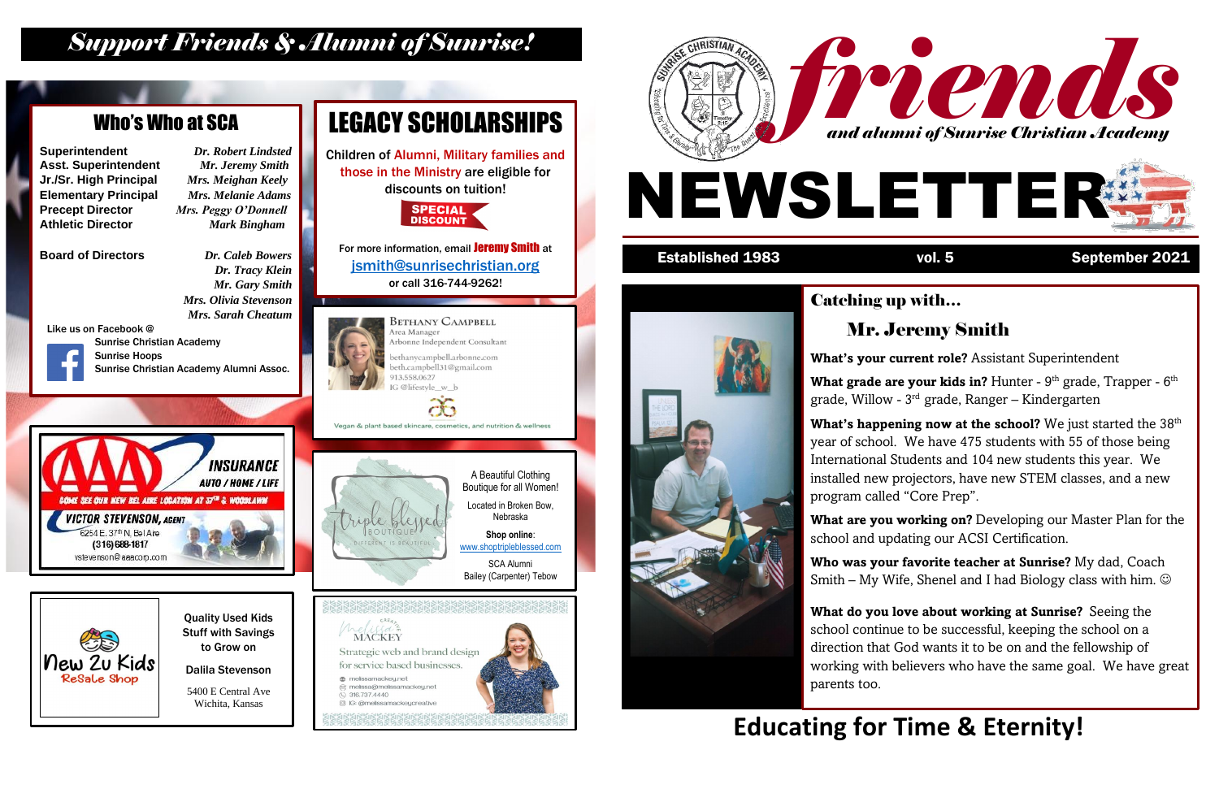# Support Friends & Alumni of Sunrise!

## Who's Who at SCA

| | |
|---|---|
| Superintendent | *Dr. Robert Lindsted* |
| Asst. Superintendent | *Mr. Jeremy Smith* |
| Jr./Sr. High Principal | *Mrs. Meighan Keely* |
| Elementary Principal | *Mrs. Melanie Adams* |
| Precept Director | *Mrs. Peggy O'Donnell* |
| Athletic Director | *Mark Bingham* |

**Board of Directors**

*Dr. Caleb Bowers*
*Dr. Tracy Klein*
*Mr. Gary Smith*
*Mrs. Olivia Stevenson*
*Mrs. Sarah Cheatum*

Like us on Facebook @

Sunrise Christian Academy
Sunrise Hoops
Sunrise Christian Academy Alumni Assoc.

## LEGACY SCHOLARSHIPS

Children of Alumni, Military families and those in the Ministry are eligible for discounts on tuition!

SPECIAL DISCOUNT

For more information, email **Jeremy Smith** at
jsmith@sunrisechristian.org
or call 316-744-9262!

---

**AAA INSURANCE** AUTO / HOME / LIFE

COME SEE OUR NEW BEL AIRE LOCATION AT 37TH & WOODLAWN

VICTOR STEVENSON, AGENT
6254 E. 37th N, Bel Aire
(316) 688-1817
vstevenson@aaacorp.com

---

Bethany Campbell
Area Manager
Arbonne Independent Consultant
bethanycampbell.arbonne.com
beth.campbell31@gmail.com
913.558.0627
IG @lifestyle__w__b

Vegan & plant based skincare, cosmetics, and nutrition & wellness

---

triple blessed BOUTIQUE — DIFFERENT IS BEAUTIFUL

A Beautiful Clothing Boutique for all Women!

Located in Broken Bow, Nebraska

**Shop online**: www.shoptripleblessed.com

SCA Alumni
Bailey (Carpenter) Tebow

---

New 2u Kids ReSale Shop

Quality Used Kids Stuff with Savings to Grow on

Dalila Stevenson

5400 E Central Ave
Wichita, Kansas

---

Melissa Creative MACKEY

Strategic web and brand design for service based businesses.

melissamackey.net
melissa@melissamackey.net
316.737.4440
IG @melissamackeycreative

---

# friends
## and alumni of Sunrise Christian Academy

# NEWSLETTER

**Established 1983** | **vol. 5** | **September 2021**

## Catching up with...
### Mr. Jeremy Smith

**What's your current role?** Assistant Superintendent

**What grade are your kids in?** Hunter - 9th grade, Trapper - 6th grade, Willow - 3rd grade, Ranger – Kindergarten

**What's happening now at the school?** We just started the 38th year of school. We have 475 students with 55 of those being International Students and 104 new students this year. We installed new projectors, have new STEM classes, and a new program called "Core Prep".

**What are you working on?** Developing our Master Plan for the school and updating our ACSI Certification.

**Who was your favorite teacher at Sunrise?** My dad, Coach Smith – My Wife, Shenel and I had Biology class with him. ☺

**What do you love about working at Sunrise?** Seeing the school continue to be successful, keeping the school on a direction that God wants it to be on and the fellowship of working with believers who have the same goal. We have great parents too.

**Educating for Time & Eternity!**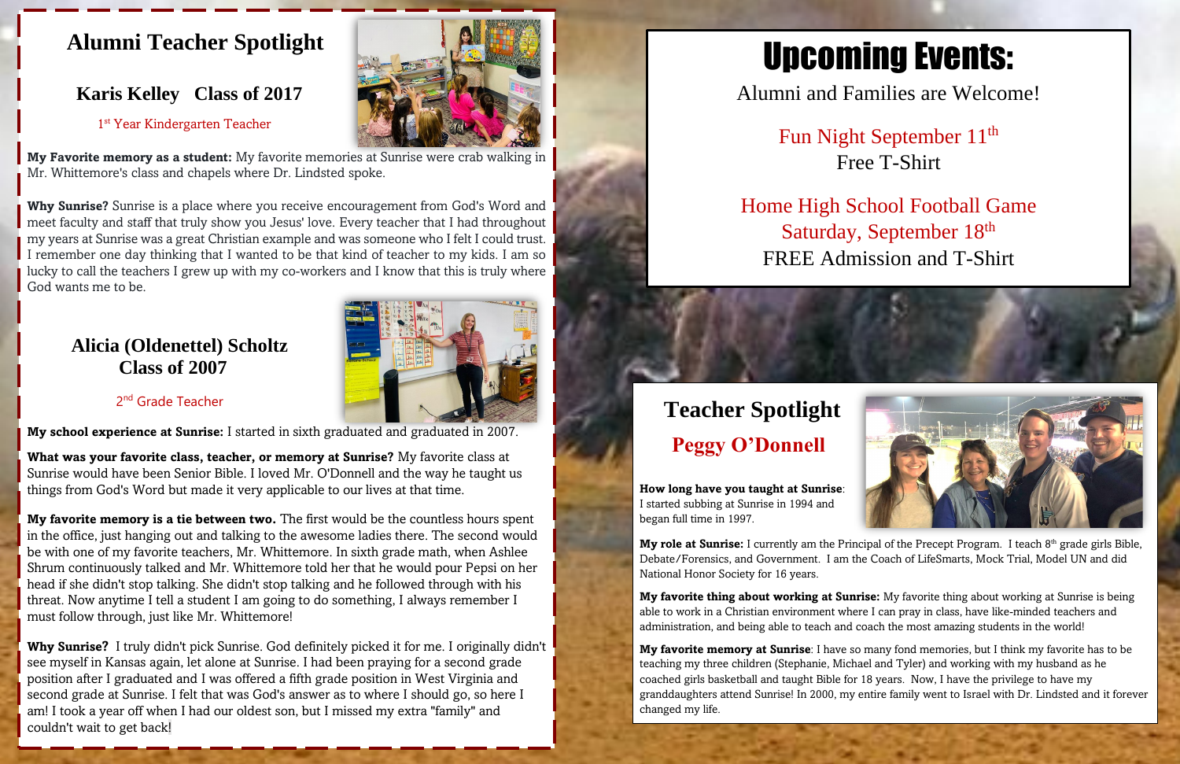# Alumni Teacher Spotlight

## Karis Kelley Class of 2017

1st Year Kindergarten Teacher

**My Favorite memory as a student:** My favorite memories at Sunrise were crab walking in Mr. Whittemore's class and chapels where Dr. Lindsted spoke.

**Why Sunrise?** Sunrise is a place where you receive encouragement from God's Word and meet faculty and staff that truly show you Jesus' love. Every teacher that I had throughout my years at Sunrise was a great Christian example and was someone who I felt I could trust. I remember one day thinking that I wanted to be that kind of teacher to my kids. I am so lucky to call the teachers I grew up with my co-workers and I know that this is truly where God wants me to be.

## Alicia (Oldenettel) Scholtz Class of 2007

2nd Grade Teacher

**My school experience at Sunrise:** I started in sixth graduated and graduated in 2007.

**What was your favorite class, teacher, or memory at Sunrise?** My favorite class at Sunrise would have been Senior Bible. I loved Mr. O'Donnell and the way he taught us things from God's Word but made it very applicable to our lives at that time.

**My favorite memory is a tie between two.** The first would be the countless hours spent in the office, just hanging out and talking to the awesome ladies there. The second would be with one of my favorite teachers, Mr. Whittemore. In sixth grade math, when Ashlee Shrum continuously talked and Mr. Whittemore told her that he would pour Pepsi on her head if she didn't stop talking. She didn't stop talking and he followed through with his threat. Now anytime I tell a student I am going to do something, I always remember I must follow through, just like Mr. Whittemore!

**Why Sunrise?** I truly didn't pick Sunrise. God definitely picked it for me. I originally didn't see myself in Kansas again, let alone at Sunrise. I had been praying for a second grade position after I graduated and I was offered a fifth grade position in West Virginia and second grade at Sunrise. I felt that was God's answer as to where I should go, so here I am! I took a year off when I had our oldest son, but I missed my extra "family" and couldn't wait to get back!

# Upcoming Events:

Alumni and Families are Welcome!

Fun Night September 11th
Free T-Shirt

Home High School Football Game
Saturday, September 18th
FREE Admission and T-Shirt

# Teacher Spotlight

## Peggy O'Donnell

**How long have you taught at Sunrise**: I started subbing at Sunrise in 1994 and began full time in 1997.

**My role at Sunrise:** I currently am the Principal of the Precept Program. I teach 8th grade girls Bible, Debate/Forensics, and Government. I am the Coach of LifeSmarts, Mock Trial, Model UN and did National Honor Society for 16 years.

**My favorite thing about working at Sunrise:** My favorite thing about working at Sunrise is being able to work in a Christian environment where I can pray in class, have like-minded teachers and administration, and being able to teach and coach the most amazing students in the world!

**My favorite memory at Sunrise**: I have so many fond memories, but I think my favorite has to be teaching my three children (Stephanie, Michael and Tyler) and working with my husband as he coached girls basketball and taught Bible for 18 years. Now, I have the privilege to have my granddaughters attend Sunrise! In 2000, my entire family went to Israel with Dr. Lindsted and it forever changed my life.